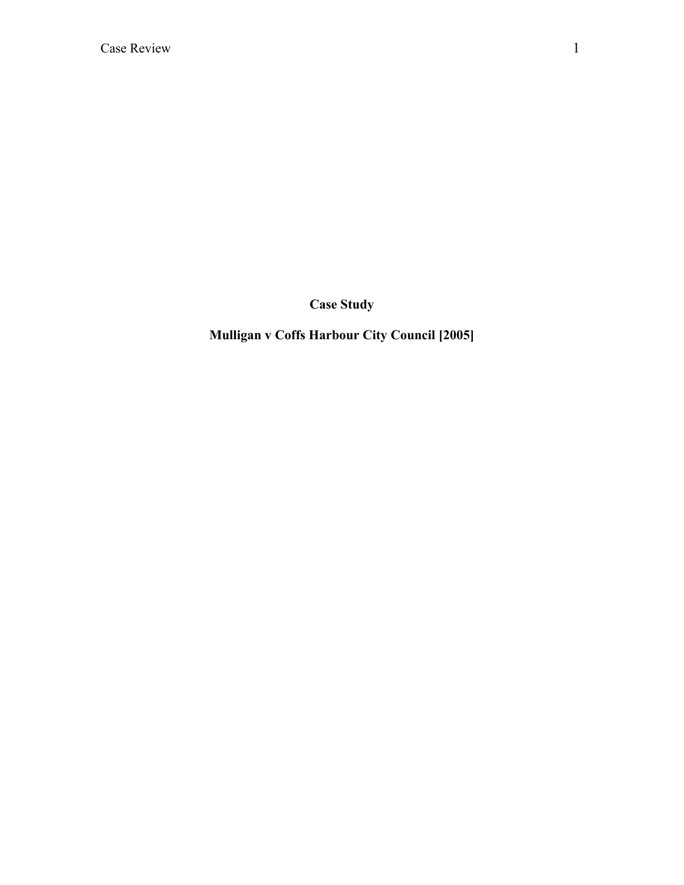**Case Study**

**Mulligan v Coffs Harbour City Council [2005]**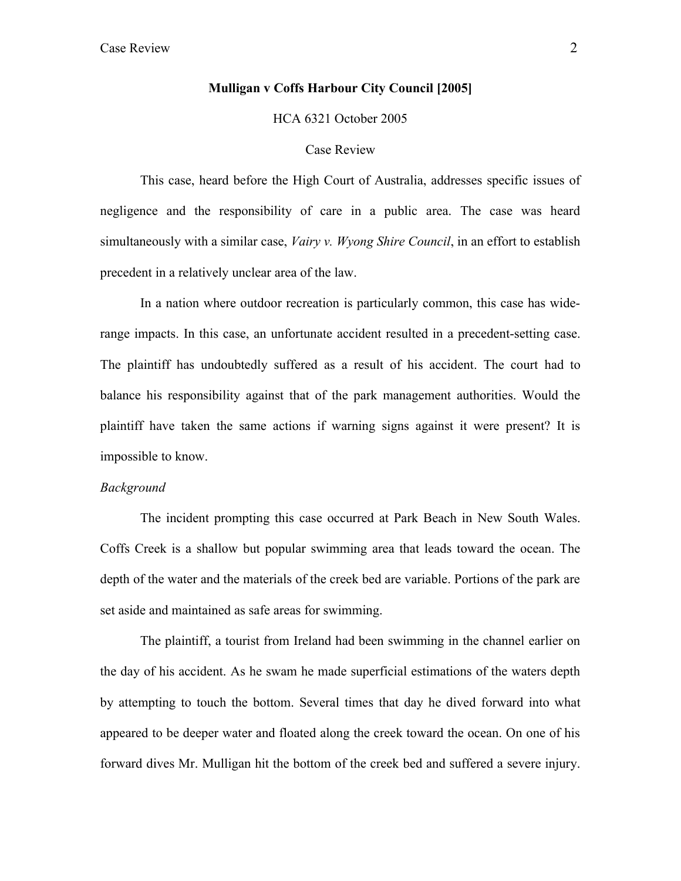**Mulligan v Coffs Harbour City Council [2005]**

HCA 6321 October 2005

Case Review

This case, heard before the High Court of Australia, addresses specific issues of negligence and the responsibility of care in a public area. The case was heard simultaneously with a similar case, *Vairy v. Wyong Shire Council*, in an effort to establish precedent in a relatively unclear area of the law.

In a nation where outdoor recreation is particularly common, this case has wide-range impacts. In this case, an unfortunate accident resulted in a precedent-setting case. The plaintiff has undoubtedly suffered as a result of his accident. The court had to balance his responsibility against that of the park management authorities. Would the plaintiff have taken the same actions if warning signs against it were present? It is impossible to know.

*Background*

The incident prompting this case occurred at Park Beach in New South Wales. Coffs Creek is a shallow but popular swimming area that leads toward the ocean. The depth of the water and the materials of the creek bed are variable. Portions of the park are set aside and maintained as safe areas for swimming.

The plaintiff, a tourist from Ireland had been swimming in the channel earlier on the day of his accident. As he swam he made superficial estimations of the waters depth by attempting to touch the bottom. Several times that day he dived forward into what appeared to be deeper water and floated along the creek toward the ocean. On one of his forward dives Mr. Mulligan hit the bottom of the creek bed and suffered a severe injury.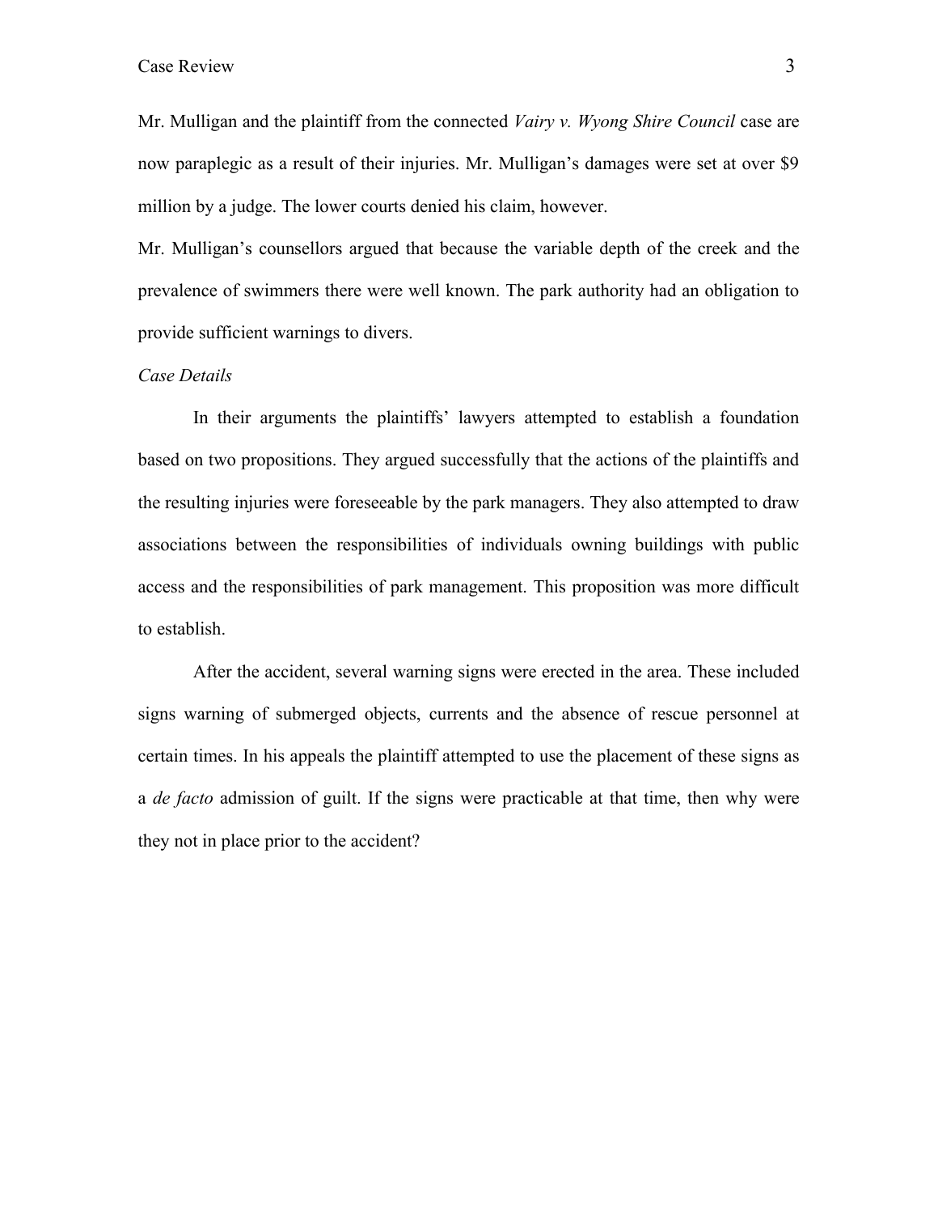Mr. Mulligan and the plaintiff from the connected *Vairy v. Wyong Shire Council* case are now paraplegic as a result of their injuries. Mr. Mulligan's damages were set at over $9 million by a judge. The lower courts denied his claim, however.

Mr. Mulligan's counsellors argued that because the variable depth of the creek and the prevalence of swimmers there were well known. The park authority had an obligation to provide sufficient warnings to divers.

*Case Details*

In their arguments the plaintiffs' lawyers attempted to establish a foundation based on two propositions. They argued successfully that the actions of the plaintiffs and the resulting injuries were foreseeable by the park managers. They also attempted to draw associations between the responsibilities of individuals owning buildings with public access and the responsibilities of park management. This proposition was more difficult to establish.

After the accident, several warning signs were erected in the area. These included signs warning of submerged objects, currents and the absence of rescue personnel at certain times. In his appeals the plaintiff attempted to use the placement of these signs as a *de facto* admission of guilt. If the signs were practicable at that time, then why were they not in place prior to the accident?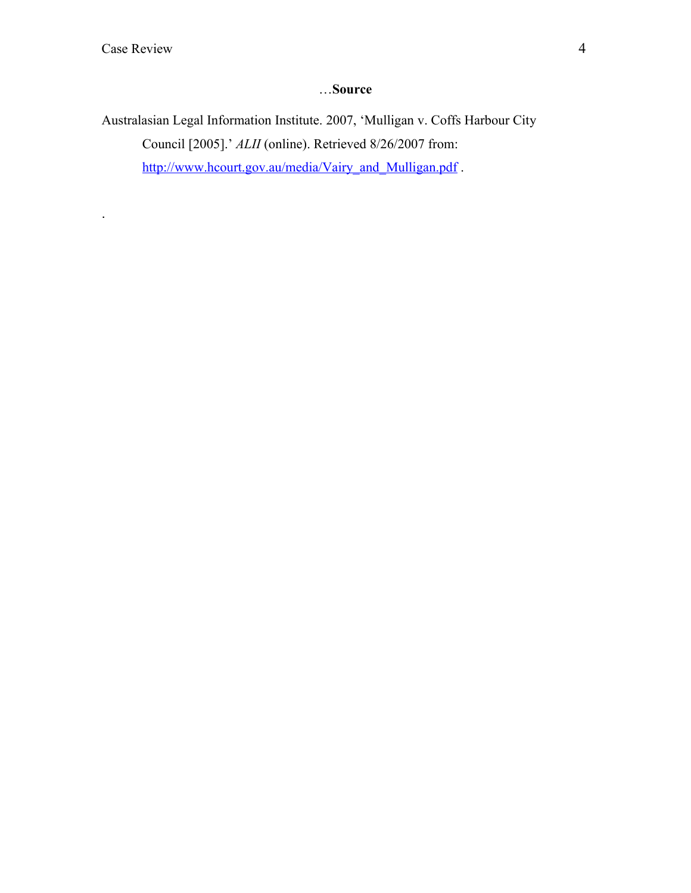## …Source

Australasian Legal Information Institute. 2007, 'Mulligan v. Coffs Harbour City Council [2005].' *ALII* (online). Retrieved 8/26/2007 from: http://www.hcourt.gov.au/media/Vairy_and_Mulligan.pdf .

.